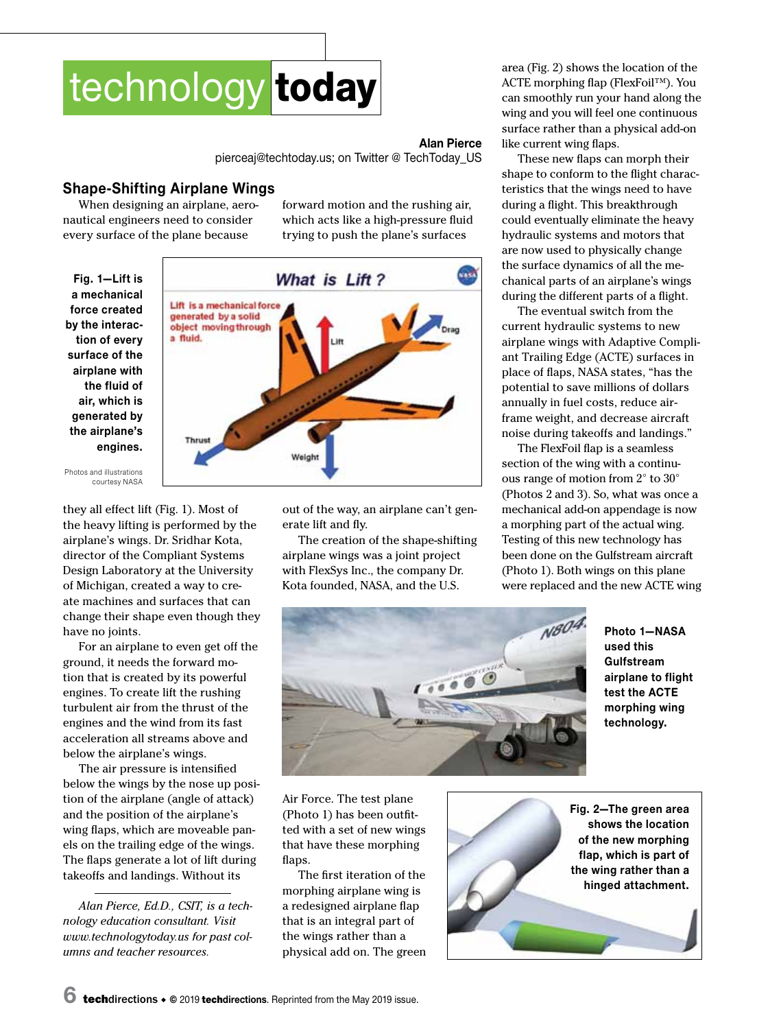# technology today

**Alan Pierce**
pierceaj@techtoday.us; on Twitter @ TechToday_US

## Shape-Shifting Airplane Wings

When designing an airplane, aeronautical engineers need to consider every surface of the plane because forward motion and the rushing air, which acts like a high-pressure fluid trying to push the plane's surfaces

**Fig. 1—Lift is a mechanical force created by the interaction of every surface of the airplane with the fluid of air, which is generated by the airplane's engines.**

Photos and illustrations courtesy NASA

they all effect lift (Fig. 1). Most of the heavy lifting is performed by the airplane's wings. Dr. Sridhar Kota, director of the Compliant Systems Design Laboratory at the University of Michigan, created a way to create machines and surfaces that can change their shape even though they have no joints.

For an airplane to even get off the ground, it needs the forward motion that is created by its powerful engines. To create lift the rushing turbulent air from the thrust of the engines and the wind from its fast acceleration all streams above and below the airplane's wings.

The air pressure is intensified below the wings by the nose up position of the airplane (angle of attack) and the position of the airplane's wing flaps, which are moveable panels on the trailing edge of the wings. The flaps generate a lot of lift during takeoffs and landings. Without its out of the way, an airplane can't generate lift and fly.

The creation of the shape-shifting airplane wings was a joint project with FlexSys Inc., the company Dr. Kota founded, NASA, and the U.S. Air Force. The test plane (Photo 1) has been outfitted with a set of new wings that have these morphing flaps.

**Photo 1—NASA used this Gulfstream airplane to flight test the ACTE morphing wing technology.**

The first iteration of the morphing airplane wing is a redesigned airplane flap that is an integral part of the wings rather than a physical add on. The green area (Fig. 2) shows the location of the ACTE morphing flap (FlexFoil™). You can smoothly run your hand along the wing and you will feel one continuous surface rather than a physical add-on like current wing flaps.

**Fig. 2—The green area shows the location of the new morphing flap, which is part of the wing rather than a hinged attachment.**

These new flaps can morph their shape to conform to the flight characteristics that the wings need to have during a flight. This breakthrough could eventually eliminate the heavy hydraulic systems and motors that are now used to physically change the surface dynamics of all the mechanical parts of an airplane's wings during the different parts of a flight.

The eventual switch from the current hydraulic systems to new airplane wings with Adaptive Compliant Trailing Edge (ACTE) surfaces in place of flaps, NASA states, "has the potential to save millions of dollars annually in fuel costs, reduce airframe weight, and decrease aircraft noise during takeoffs and landings."

The FlexFoil flap is a seamless section of the wing with a continuous range of motion from 2° to 30° (Photos 2 and 3). So, what was once a mechanical add-on appendage is now a morphing part of the actual wing. Testing of this new technology has been done on the Gulfstream aircraft (Photo 1). Both wings on this plane were replaced and the new ACTE wing

---

*Alan Pierce, Ed.D., CSIT, is a technology education consultant. Visit www.technologytoday.us for past columns and teacher resources.*

**tech**directions • © 2019 **techdirections**. Reprinted from the May 2019 issue.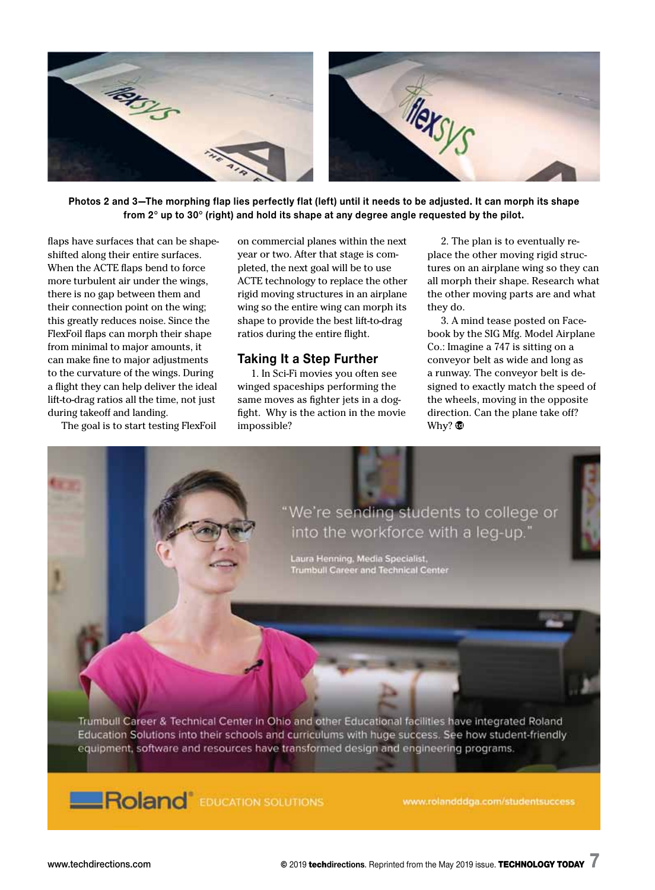Photos 2 and 3—The morphing flap lies perfectly flat (left) until it needs to be adjusted. It can morph its shape from 2° up to 30° (right) and hold its shape at any degree angle requested by the pilot.

flaps have surfaces that can be shape-shifted along their entire surfaces. When the ACTE flaps bend to force more turbulent air under the wings, there is no gap between them and their connection point on the wing; this greatly reduces noise. Since the FlexFoil flaps can morph their shape from minimal to major amounts, it can make fine to major adjustments to the curvature of the wings. During a flight they can help deliver the ideal lift-to-drag ratios all the time, not just during takeoff and landing.

The goal is to start testing FlexFoil on commercial planes within the next year or two. After that stage is completed, the next goal will be to use ACTE technology to replace the other rigid moving structures in an airplane wing so the entire wing can morph its shape to provide the best lift-to-drag ratios during the entire flight.

## Taking It a Step Further

1. In Sci-Fi movies you often see winged spaceships performing the same moves as fighter jets in a dogfight. Why is the action in the movie impossible?

2. The plan is to eventually replace the other moving rigid structures on an airplane wing so they can all morph their shape. Research what the other moving parts are and what they do.

3. A mind tease posted on Facebook by the SIG Mfg. Model Airplane Co.: Imagine a 747 is sitting on a conveyor belt as wide and long as a runway. The conveyor belt is designed to exactly match the speed of the wheels, moving in the opposite direction. Can the plane take off? Why?